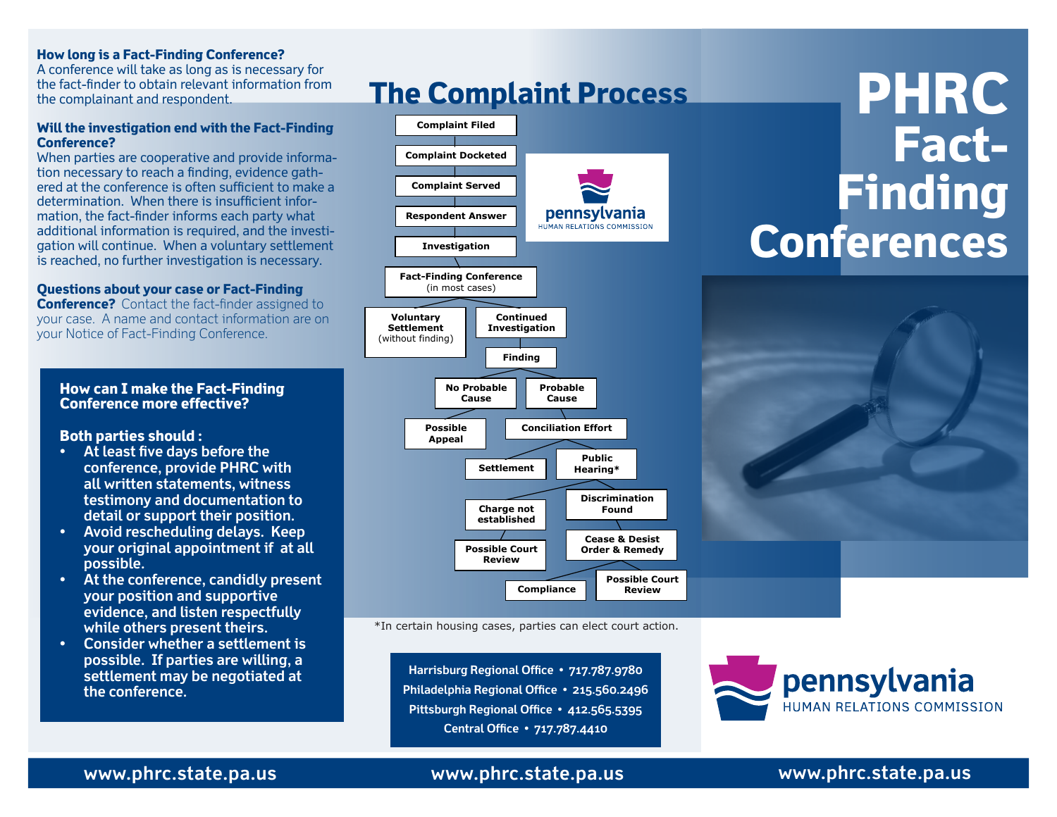### How long is a Fact-Finding Conference?

A conference will take as long as is necessary for the fact-finder to obtain relevant information from the complainant and respondent.

### Will the investigation end with the Fact-Finding Conference?

When parties are cooperative and provide information necessary to reach a finding, evidence gathered at the conference is often sufficient to make a determination. When there is insufficient information, the fact-finder informs each party what additional information is required, and the investigation will continue. When a voluntary settlement is reached, no further investigation is necessary.

**Questions about your case or Fact-Finding Conference?** Contact the fact-finder assigned to your case. A name and contact information are on your Notice of Fact-Finding Conference.

### How can I make the Fact-Finding Conference more effective?

**Both parties should :**

- At least five days before the conference, provide PHRC with all written statements, witness testimony and documentation to detail or support their position.
- Avoid rescheduling delays. Keep your original appointment if at all possible.
- At the conference, candidly present your position and supportive evidence, and listen respectfully while others present theirs.
- Consider whether a settlement is possible. If parties are willing, a settlement may be negotiated at the conference.

# The Complaint Process

- Complaint Filed
- Complaint Docketed
- Complaint Served
- Respondent Answer
- Investigation
- Fact-Finding Conference (in most cases)
  - Voluntary Settlement (without finding)
  - Continued Investigation
    - Finding
      - No Probable Cause
        - Possible Appeal
      - Probable Cause
        - Conciliation Effort
          - Settlement
          - Public Hearing*
            - Charge not established
              - Possible Court Review
            - Discrimination Found
              - Cease & Desist Order & Remedy
                - Compliance
                - Possible Court Review

*In certain housing cases, parties can elect court action.

pennsylvania
HUMAN RELATIONS COMMISSION

Harrisburg Regional Office • 717.787.9780
Philadelphia Regional Office • 215.560.2496
Pittsburgh Regional Office • 412.565.5395
Central Office • 717.787.4410

# PHRC Fact-Finding Conferences

pennsylvania
HUMAN RELATIONS COMMISSION

www.phrc.state.pa.us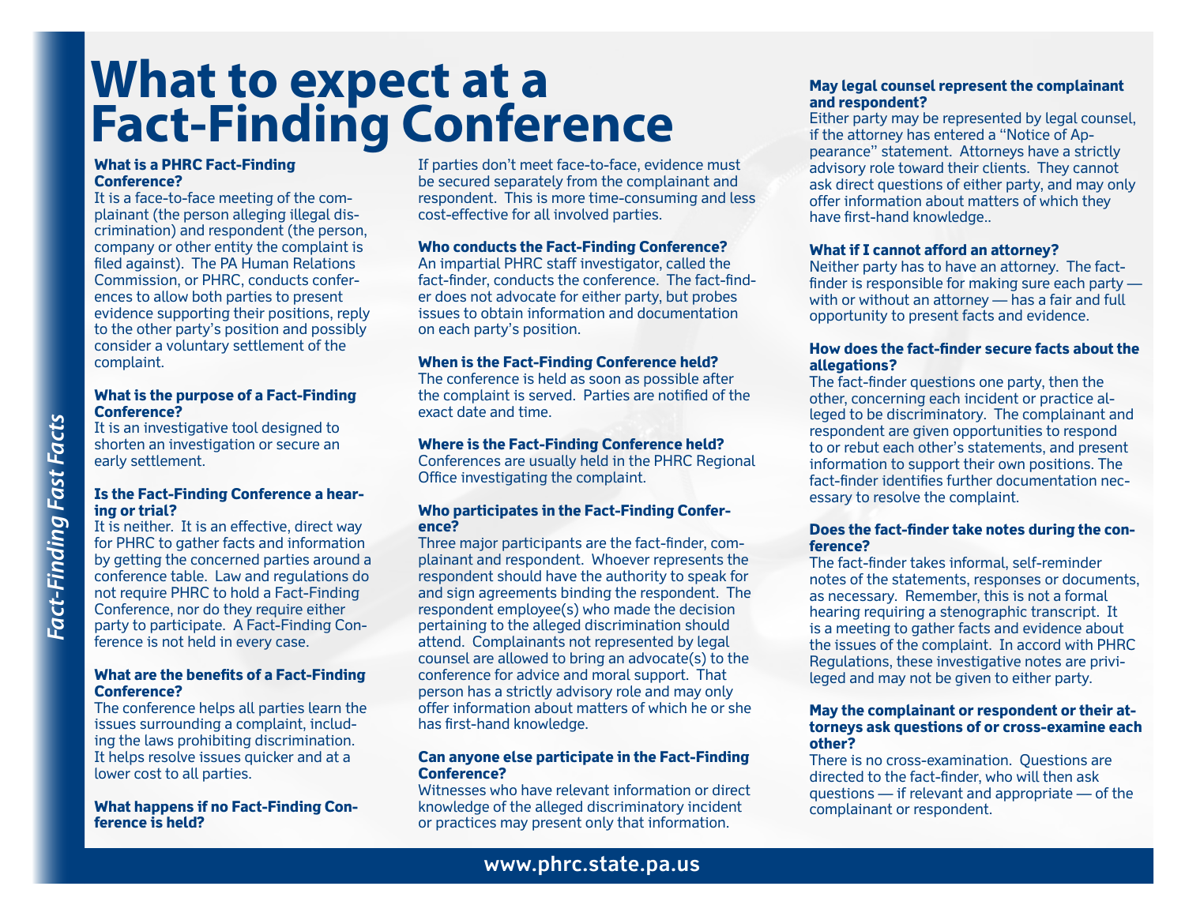# What to expect at a Fact-Finding Conference

**What is a PHRC Fact-Finding Conference?**
It is a face-to-face meeting of the complainant (the person alleging illegal discrimination) and respondent (the person, company or other entity the complaint is filed against). The PA Human Relations Commission, or PHRC, conducts conferences to allow both parties to present evidence supporting their positions, reply to the other party's position and possibly consider a voluntary settlement of the complaint.

**What is the purpose of a Fact-Finding Conference?**
It is an investigative tool designed to shorten an investigation or secure an early settlement.

**Is the Fact-Finding Conference a hearing or trial?**
It is neither. It is an effective, direct way for PHRC to gather facts and information by getting the concerned parties around a conference table. Law and regulations do not require PHRC to hold a Fact-Finding Conference, nor do they require either party to participate. A Fact-Finding Conference is not held in every case.

**What are the benefits of a Fact-Finding Conference?**
The conference helps all parties learn the issues surrounding a complaint, including the laws prohibiting discrimination. It helps resolve issues quicker and at a lower cost to all parties.

**What happens if no Fact-Finding Conference is held?**
If parties don't meet face-to-face, evidence must be secured separately from the complainant and respondent. This is more time-consuming and less cost-effective for all involved parties.

**Who conducts the Fact-Finding Conference?**
An impartial PHRC staff investigator, called the fact-finder, conducts the conference. The fact-finder does not advocate for either party, but probes issues to obtain information and documentation on each party's position.

**When is the Fact-Finding Conference held?**
The conference is held as soon as possible after the complaint is served. Parties are notified of the exact date and time.

**Where is the Fact-Finding Conference held?**
Conferences are usually held in the PHRC Regional Office investigating the complaint.

**Who participates in the Fact-Finding Conference?**
Three major participants are the fact-finder, complainant and respondent. Whoever represents the respondent should have the authority to speak for and sign agreements binding the respondent. The respondent employee(s) who made the decision pertaining to the alleged discrimination should attend. Complainants not represented by legal counsel are allowed to bring an advocate(s) to the conference for advice and moral support. That person has a strictly advisory role and may only offer information about matters of which he or she has first-hand knowledge.

**Can anyone else participate in the Fact-Finding Conference?**
Witnesses who have relevant information or direct knowledge of the alleged discriminatory incident or practices may present only that information.

**May legal counsel represent the complainant and respondent?**
Either party may be represented by legal counsel, if the attorney has entered a "Notice of Appearance" statement. Attorneys have a strictly advisory role toward their clients. They cannot ask direct questions of either party, and may only offer information about matters of which they have first-hand knowledge..

**What if I cannot afford an attorney?**
Neither party has to have an attorney. The fact-finder is responsible for making sure each party — with or without an attorney — has a fair and full opportunity to present facts and evidence.

**How does the fact-finder secure facts about the allegations?**
The fact-finder questions one party, then the other, concerning each incident or practice alleged to be discriminatory. The complainant and respondent are given opportunities to respond to or rebut each other's statements, and present information to support their own positions. The fact-finder identifies further documentation necessary to resolve the complaint.

**Does the fact-finder take notes during the conference?**
The fact-finder takes informal, self-reminder notes of the statements, responses or documents, as necessary. Remember, this is not a formal hearing requiring a stenographic transcript. It is a meeting to gather facts and evidence about the issues of the complaint. In accord with PHRC Regulations, these investigative notes are privileged and may not be given to either party.

**May the complainant or respondent or their attorneys ask questions of or cross-examine each other?**
There is no cross-examination. Questions are directed to the fact-finder, who will then ask questions — if relevant and appropriate — of the complainant or respondent.

*Fact-Finding Fast Facts*

www.phrc.state.pa.us